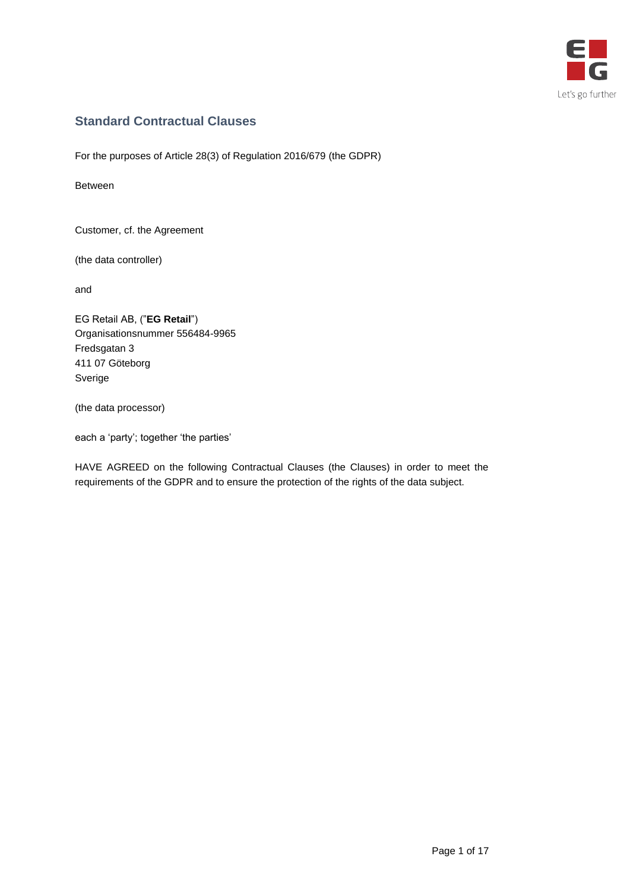## Standard Contractual Clauses

For the purposes of Article 28(3) of Regulation 2016/679 (the GDPR)

Between

Customer, cf. the Agreement

(the data controller)

and

EG Retail AB, ("**EG Retail**")
Organisationsnummer 556484-9965
Fredsgatan 3
411 07 Göteborg
Sverige

(the data processor)

each a 'party'; together 'the parties'

HAVE AGREED on the following Contractual Clauses (the Clauses) in order to meet the requirements of the GDPR and to ensure the protection of the rights of the data subject.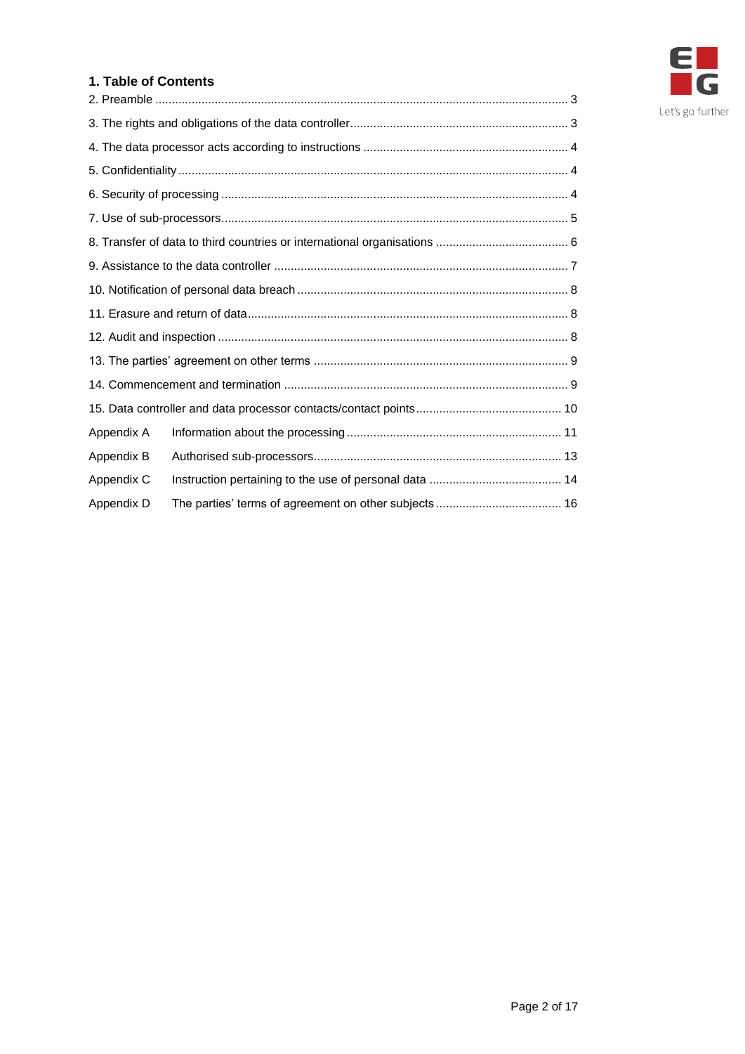## 1. Table of Contents

2. Preamble ........................................................................................................... 3
3. The rights and obligations of the data controller ................................................. 3
4. The data processor acts according to instructions .............................................. 4
5. Confidentiality ..................................................................................................... 4
6. Security of processing ......................................................................................... 4
7. Use of sub-processors ......................................................................................... 5
8. Transfer of data to third countries or international organisations ........................ 6
9. Assistance to the data controller ......................................................................... 7
10. Notification of personal data breach ................................................................. 8
11. Erasure and return of data ................................................................................. 8
12. Audit and inspection .......................................................................................... 8
13. The parties' agreement on other terms .............................................................. 9
14. Commencement and termination ...................................................................... 9
15. Data controller and data processor contacts/contact points ............................. 10

Appendix A Information about the processing ......................................................... 11
Appendix B Authorised sub-processors ................................................................... 13
Appendix C Instruction pertaining to the use of personal data ................................ 14
Appendix D The parties' terms of agreement on other subjects .............................. 16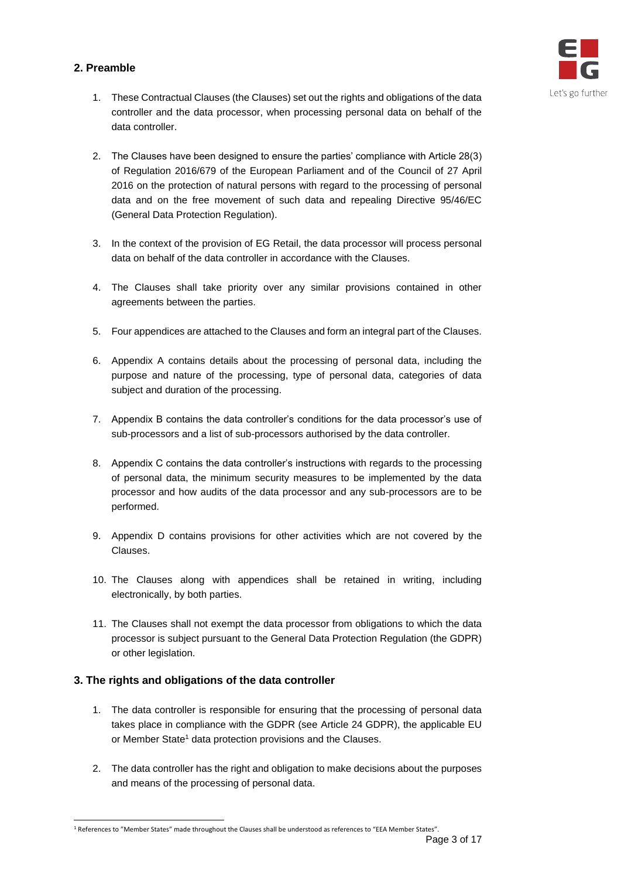## 2. Preamble

1. These Contractual Clauses (the Clauses) set out the rights and obligations of the data controller and the data processor, when processing personal data on behalf of the data controller.

2. The Clauses have been designed to ensure the parties' compliance with Article 28(3) of Regulation 2016/679 of the European Parliament and of the Council of 27 April 2016 on the protection of natural persons with regard to the processing of personal data and on the free movement of such data and repealing Directive 95/46/EC (General Data Protection Regulation).

3. In the context of the provision of EG Retail, the data processor will process personal data on behalf of the data controller in accordance with the Clauses.

4. The Clauses shall take priority over any similar provisions contained in other agreements between the parties.

5. Four appendices are attached to the Clauses and form an integral part of the Clauses.

6. Appendix A contains details about the processing of personal data, including the purpose and nature of the processing, type of personal data, categories of data subject and duration of the processing.

7. Appendix B contains the data controller's conditions for the data processor's use of sub-processors and a list of sub-processors authorised by the data controller.

8. Appendix C contains the data controller's instructions with regards to the processing of personal data, the minimum security measures to be implemented by the data processor and how audits of the data processor and any sub-processors are to be performed.

9. Appendix D contains provisions for other activities which are not covered by the Clauses.

10. The Clauses along with appendices shall be retained in writing, including electronically, by both parties.

11. The Clauses shall not exempt the data processor from obligations to which the data processor is subject pursuant to the General Data Protection Regulation (the GDPR) or other legislation.

## 3. The rights and obligations of the data controller

1. The data controller is responsible for ensuring that the processing of personal data takes place in compliance with the GDPR (see Article 24 GDPR), the applicable EU or Member State[1] data protection provisions and the Clauses.

2. The data controller has the right and obligation to make decisions about the purposes and means of the processing of personal data.

[1] References to "Member States" made throughout the Clauses shall be understood as references to "EEA Member States".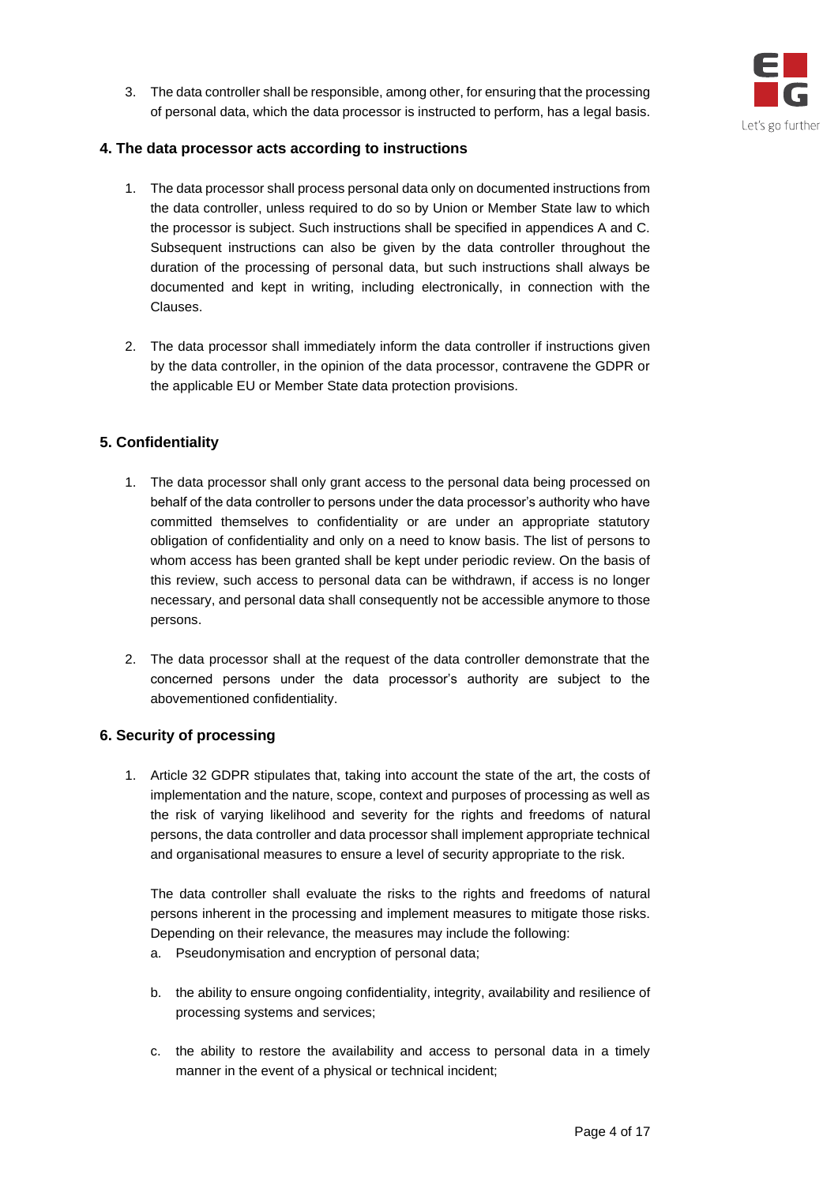3. The data controller shall be responsible, among other, for ensuring that the processing of personal data, which the data processor is instructed to perform, has a legal basis.

## 4. The data processor acts according to instructions

1. The data processor shall process personal data only on documented instructions from the data controller, unless required to do so by Union or Member State law to which the processor is subject. Such instructions shall be specified in appendices A and C. Subsequent instructions can also be given by the data controller throughout the duration of the processing of personal data, but such instructions shall always be documented and kept in writing, including electronically, in connection with the Clauses.

2. The data processor shall immediately inform the data controller if instructions given by the data controller, in the opinion of the data processor, contravene the GDPR or the applicable EU or Member State data protection provisions.

## 5. Confidentiality

1. The data processor shall only grant access to the personal data being processed on behalf of the data controller to persons under the data processor's authority who have committed themselves to confidentiality or are under an appropriate statutory obligation of confidentiality and only on a need to know basis. The list of persons to whom access has been granted shall be kept under periodic review. On the basis of this review, such access to personal data can be withdrawn, if access is no longer necessary, and personal data shall consequently not be accessible anymore to those persons.

2. The data processor shall at the request of the data controller demonstrate that the concerned persons under the data processor's authority are subject to the abovementioned confidentiality.

## 6. Security of processing

1. Article 32 GDPR stipulates that, taking into account the state of the art, the costs of implementation and the nature, scope, context and purposes of processing as well as the risk of varying likelihood and severity for the rights and freedoms of natural persons, the data controller and data processor shall implement appropriate technical and organisational measures to ensure a level of security appropriate to the risk.

   The data controller shall evaluate the risks to the rights and freedoms of natural persons inherent in the processing and implement measures to mitigate those risks. Depending on their relevance, the measures may include the following:

   a. Pseudonymisation and encryption of personal data;

   b. the ability to ensure ongoing confidentiality, integrity, availability and resilience of processing systems and services;

   c. the ability to restore the availability and access to personal data in a timely manner in the event of a physical or technical incident;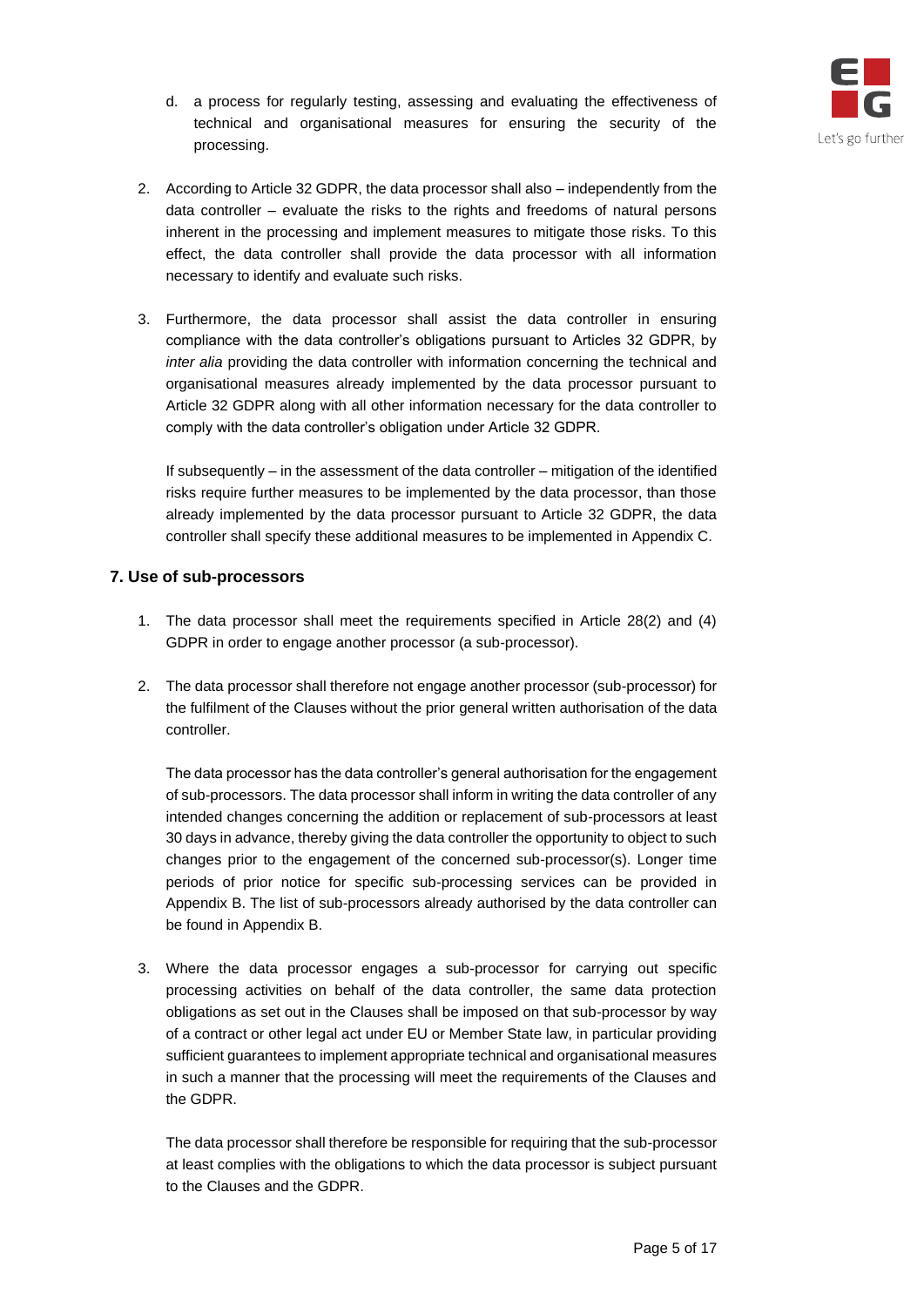d. a process for regularly testing, assessing and evaluating the effectiveness of technical and organisational measures for ensuring the security of the processing.

2. According to Article 32 GDPR, the data processor shall also – independently from the data controller – evaluate the risks to the rights and freedoms of natural persons inherent in the processing and implement measures to mitigate those risks. To this effect, the data controller shall provide the data processor with all information necessary to identify and evaluate such risks.

3. Furthermore, the data processor shall assist the data controller in ensuring compliance with the data controller's obligations pursuant to Articles 32 GDPR, by *inter alia* providing the data controller with information concerning the technical and organisational measures already implemented by the data processor pursuant to Article 32 GDPR along with all other information necessary for the data controller to comply with the data controller's obligation under Article 32 GDPR.

   If subsequently – in the assessment of the data controller – mitigation of the identified risks require further measures to be implemented by the data processor, than those already implemented by the data processor pursuant to Article 32 GDPR, the data controller shall specify these additional measures to be implemented in Appendix C.

### 7. Use of sub-processors

1. The data processor shall meet the requirements specified in Article 28(2) and (4) GDPR in order to engage another processor (a sub-processor).

2. The data processor shall therefore not engage another processor (sub-processor) for the fulfilment of the Clauses without the prior general written authorisation of the data controller.

   The data processor has the data controller's general authorisation for the engagement of sub-processors. The data processor shall inform in writing the data controller of any intended changes concerning the addition or replacement of sub-processors at least 30 days in advance, thereby giving the data controller the opportunity to object to such changes prior to the engagement of the concerned sub-processor(s). Longer time periods of prior notice for specific sub-processing services can be provided in Appendix B. The list of sub-processors already authorised by the data controller can be found in Appendix B.

3. Where the data processor engages a sub-processor for carrying out specific processing activities on behalf of the data controller, the same data protection obligations as set out in the Clauses shall be imposed on that sub-processor by way of a contract or other legal act under EU or Member State law, in particular providing sufficient guarantees to implement appropriate technical and organisational measures in such a manner that the processing will meet the requirements of the Clauses and the GDPR.

   The data processor shall therefore be responsible for requiring that the sub-processor at least complies with the obligations to which the data processor is subject pursuant to the Clauses and the GDPR.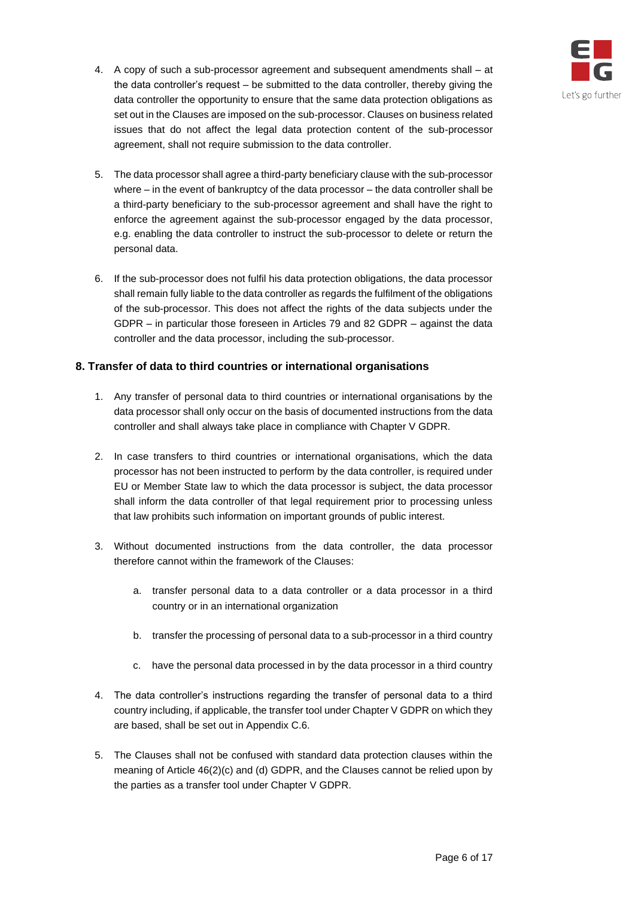4. A copy of such a sub-processor agreement and subsequent amendments shall – at the data controller's request – be submitted to the data controller, thereby giving the data controller the opportunity to ensure that the same data protection obligations as set out in the Clauses are imposed on the sub-processor. Clauses on business related issues that do not affect the legal data protection content of the sub-processor agreement, shall not require submission to the data controller.

5. The data processor shall agree a third-party beneficiary clause with the sub-processor where – in the event of bankruptcy of the data processor – the data controller shall be a third-party beneficiary to the sub-processor agreement and shall have the right to enforce the agreement against the sub-processor engaged by the data processor, e.g. enabling the data controller to instruct the sub-processor to delete or return the personal data.

6. If the sub-processor does not fulfil his data protection obligations, the data processor shall remain fully liable to the data controller as regards the fulfilment of the obligations of the sub-processor. This does not affect the rights of the data subjects under the GDPR – in particular those foreseen in Articles 79 and 82 GDPR – against the data controller and the data processor, including the sub-processor.

## 8. Transfer of data to third countries or international organisations

1. Any transfer of personal data to third countries or international organisations by the data processor shall only occur on the basis of documented instructions from the data controller and shall always take place in compliance with Chapter V GDPR.

2. In case transfers to third countries or international organisations, which the data processor has not been instructed to perform by the data controller, is required under EU or Member State law to which the data processor is subject, the data processor shall inform the data controller of that legal requirement prior to processing unless that law prohibits such information on important grounds of public interest.

3. Without documented instructions from the data controller, the data processor therefore cannot within the framework of the Clauses:

   a. transfer personal data to a data controller or a data processor in a third country or in an international organization

   b. transfer the processing of personal data to a sub-processor in a third country

   c. have the personal data processed in by the data processor in a third country

4. The data controller's instructions regarding the transfer of personal data to a third country including, if applicable, the transfer tool under Chapter V GDPR on which they are based, shall be set out in Appendix C.6.

5. The Clauses shall not be confused with standard data protection clauses within the meaning of Article 46(2)(c) and (d) GDPR, and the Clauses cannot be relied upon by the parties as a transfer tool under Chapter V GDPR.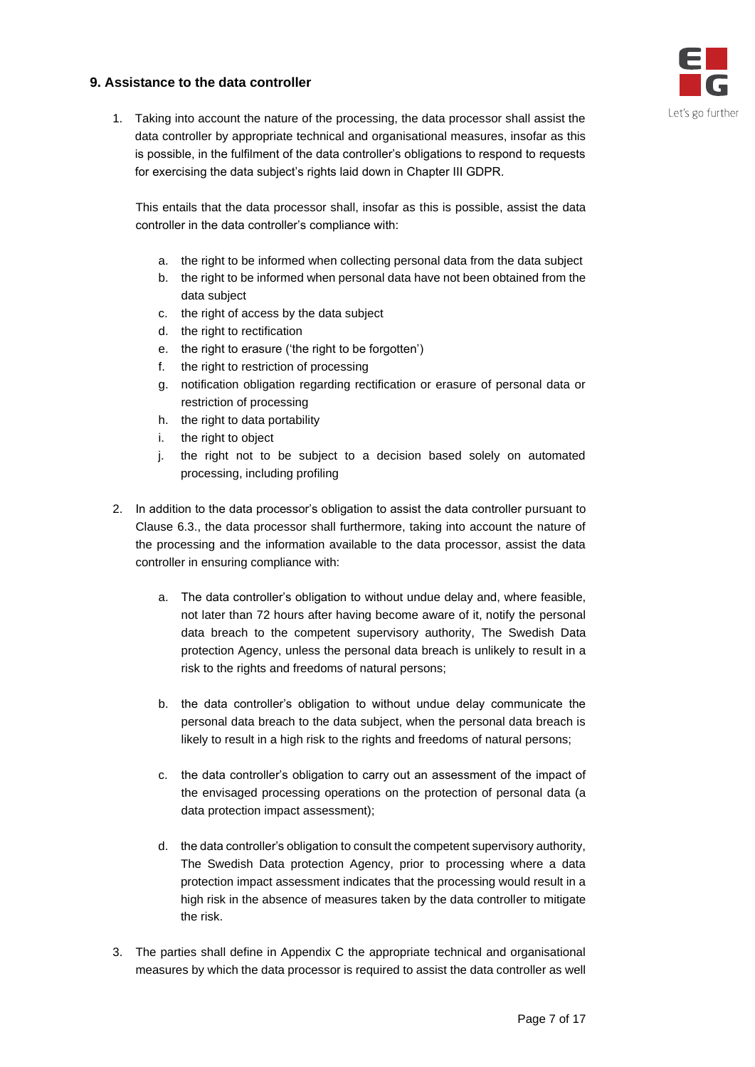## 9. Assistance to the data controller

1. Taking into account the nature of the processing, the data processor shall assist the data controller by appropriate technical and organisational measures, insofar as this is possible, in the fulfilment of the data controller's obligations to respond to requests for exercising the data subject's rights laid down in Chapter III GDPR.

   This entails that the data processor shall, insofar as this is possible, assist the data controller in the data controller's compliance with:

   a. the right to be informed when collecting personal data from the data subject
   b. the right to be informed when personal data have not been obtained from the data subject
   c. the right of access by the data subject
   d. the right to rectification
   e. the right to erasure ('the right to be forgotten')
   f. the right to restriction of processing
   g. notification obligation regarding rectification or erasure of personal data or restriction of processing
   h. the right to data portability
   i. the right to object
   j. the right not to be subject to a decision based solely on automated processing, including profiling

2. In addition to the data processor's obligation to assist the data controller pursuant to Clause 6.3., the data processor shall furthermore, taking into account the nature of the processing and the information available to the data processor, assist the data controller in ensuring compliance with:

   a. The data controller's obligation to without undue delay and, where feasible, not later than 72 hours after having become aware of it, notify the personal data breach to the competent supervisory authority, The Swedish Data protection Agency, unless the personal data breach is unlikely to result in a risk to the rights and freedoms of natural persons;

   b. the data controller's obligation to without undue delay communicate the personal data breach to the data subject, when the personal data breach is likely to result in a high risk to the rights and freedoms of natural persons;

   c. the data controller's obligation to carry out an assessment of the impact of the envisaged processing operations on the protection of personal data (a data protection impact assessment);

   d. the data controller's obligation to consult the competent supervisory authority, The Swedish Data protection Agency, prior to processing where a data protection impact assessment indicates that the processing would result in a high risk in the absence of measures taken by the data controller to mitigate the risk.

3. The parties shall define in Appendix C the appropriate technical and organisational measures by which the data processor is required to assist the data controller as well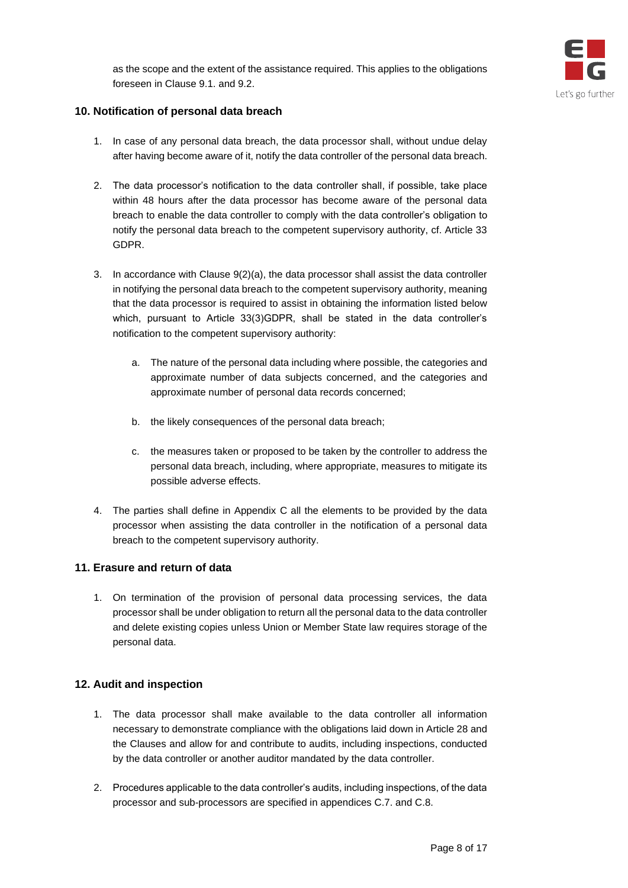as the scope and the extent of the assistance required. This applies to the obligations foreseen in Clause 9.1. and 9.2.

## 10. Notification of personal data breach

1. In case of any personal data breach, the data processor shall, without undue delay after having become aware of it, notify the data controller of the personal data breach.

2. The data processor's notification to the data controller shall, if possible, take place within 48 hours after the data processor has become aware of the personal data breach to enable the data controller to comply with the data controller's obligation to notify the personal data breach to the competent supervisory authority, cf. Article 33 GDPR.

3. In accordance with Clause 9(2)(a), the data processor shall assist the data controller in notifying the personal data breach to the competent supervisory authority, meaning that the data processor is required to assist in obtaining the information listed below which, pursuant to Article 33(3)GDPR, shall be stated in the data controller's notification to the competent supervisory authority:

    a. The nature of the personal data including where possible, the categories and approximate number of data subjects concerned, and the categories and approximate number of personal data records concerned;

    b. the likely consequences of the personal data breach;

    c. the measures taken or proposed to be taken by the controller to address the personal data breach, including, where appropriate, measures to mitigate its possible adverse effects.

4. The parties shall define in Appendix C all the elements to be provided by the data processor when assisting the data controller in the notification of a personal data breach to the competent supervisory authority.

## 11. Erasure and return of data

1. On termination of the provision of personal data processing services, the data processor shall be under obligation to return all the personal data to the data controller and delete existing copies unless Union or Member State law requires storage of the personal data.

## 12. Audit and inspection

1. The data processor shall make available to the data controller all information necessary to demonstrate compliance with the obligations laid down in Article 28 and the Clauses and allow for and contribute to audits, including inspections, conducted by the data controller or another auditor mandated by the data controller.

2. Procedures applicable to the data controller's audits, including inspections, of the data processor and sub-processors are specified in appendices C.7. and C.8.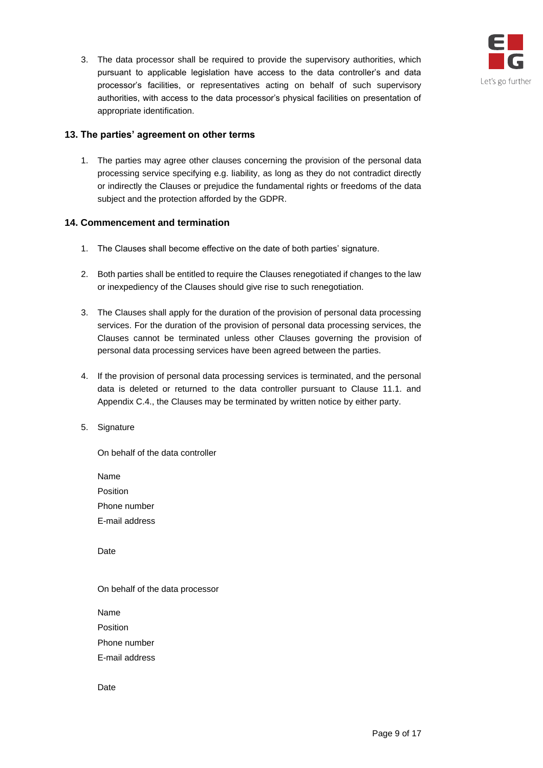3. The data processor shall be required to provide the supervisory authorities, which pursuant to applicable legislation have access to the data controller's and data processor's facilities, or representatives acting on behalf of such supervisory authorities, with access to the data processor's physical facilities on presentation of appropriate identification.

## 13. The parties' agreement on other terms

1. The parties may agree other clauses concerning the provision of the personal data processing service specifying e.g. liability, as long as they do not contradict directly or indirectly the Clauses or prejudice the fundamental rights or freedoms of the data subject and the protection afforded by the GDPR.

## 14. Commencement and termination

1. The Clauses shall become effective on the date of both parties' signature.

2. Both parties shall be entitled to require the Clauses renegotiated if changes to the law or inexpediency of the Clauses should give rise to such renegotiation.

3. The Clauses shall apply for the duration of the provision of personal data processing services. For the duration of the provision of personal data processing services, the Clauses cannot be terminated unless other Clauses governing the provision of personal data processing services have been agreed between the parties.

4. If the provision of personal data processing services is terminated, and the personal data is deleted or returned to the data controller pursuant to Clause 11.1. and Appendix C.4., the Clauses may be terminated by written notice by either party.

5. Signature

   On behalf of the data controller

   Name
   Position
   Phone number
   E-mail address

   Date

   On behalf of the data processor

   Name
   Position
   Phone number
   E-mail address

   Date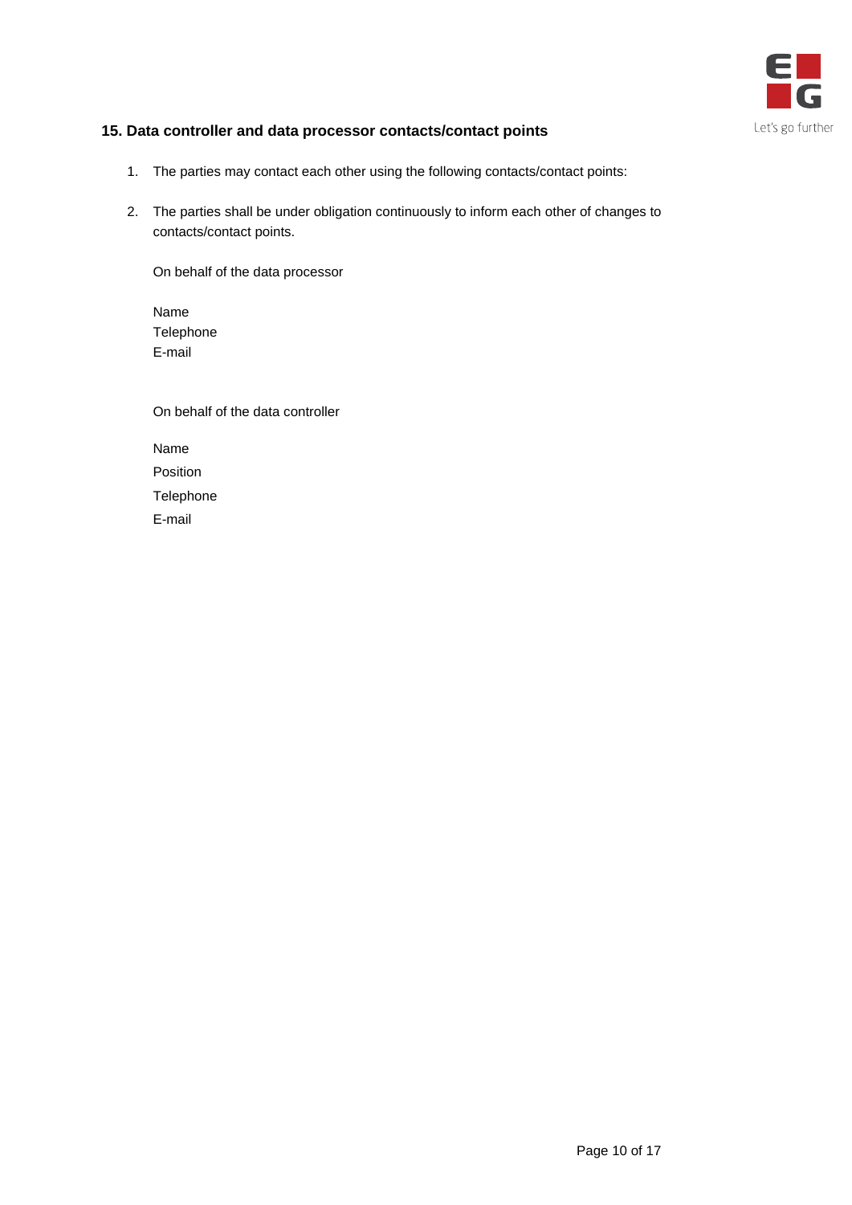## 15. Data controller and data processor contacts/contact points

1. The parties may contact each other using the following contacts/contact points:

2. The parties shall be under obligation continuously to inform each other of changes to contacts/contact points.

On behalf of the data processor

Name
Telephone
E-mail

On behalf of the data controller

Name
Position
Telephone
E-mail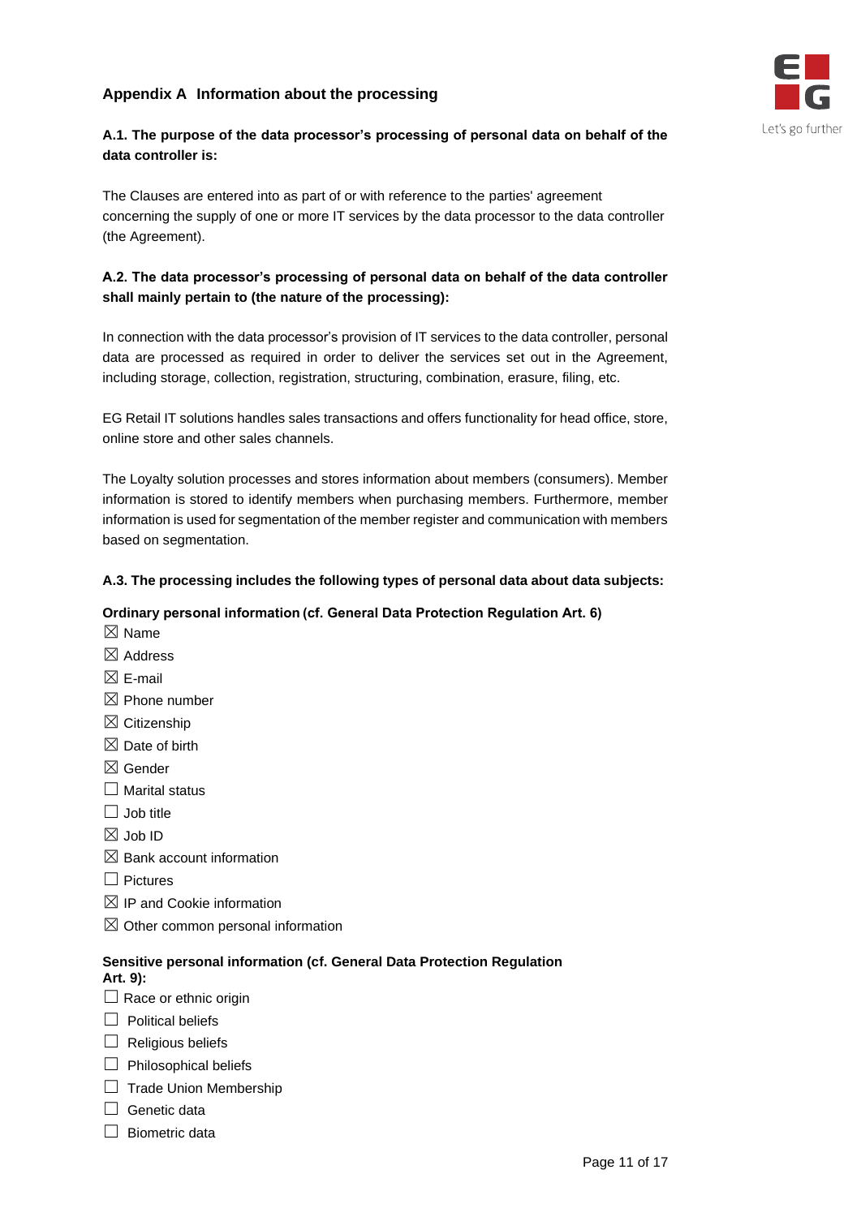# Appendix A Information about the processing

**A.1. The purpose of the data processor's processing of personal data on behalf of the data controller is:**

The Clauses are entered into as part of or with reference to the parties' agreement concerning the supply of one or more IT services by the data processor to the data controller (the Agreement).

**A.2. The data processor's processing of personal data on behalf of the data controller shall mainly pertain to (the nature of the processing):**

In connection with the data processor's provision of IT services to the data controller, personal data are processed as required in order to deliver the services set out in the Agreement, including storage, collection, registration, structuring, combination, erasure, filing, etc.

EG Retail IT solutions handles sales transactions and offers functionality for head office, store, online store and other sales channels.

The Loyalty solution processes and stores information about members (consumers). Member information is stored to identify members when purchasing members. Furthermore, member information is used for segmentation of the member register and communication with members based on segmentation.

**A.3. The processing includes the following types of personal data about data subjects:**

**Ordinary personal information (cf. General Data Protection Regulation Art. 6)**

☒ Name
☒ Address
☒ E-mail
☒ Phone number
☒ Citizenship
☒ Date of birth
☒ Gender
☐ Marital status
☐ Job title
☒ Job ID
☒ Bank account information
☐ Pictures
☒ IP and Cookie information
☒ Other common personal information

**Sensitive personal information (cf. General Data Protection Regulation Art. 9):**

☐ Race or ethnic origin
☐ Political beliefs
☐ Religious beliefs
☐ Philosophical beliefs
☐ Trade Union Membership
☐ Genetic data
☐ Biometric data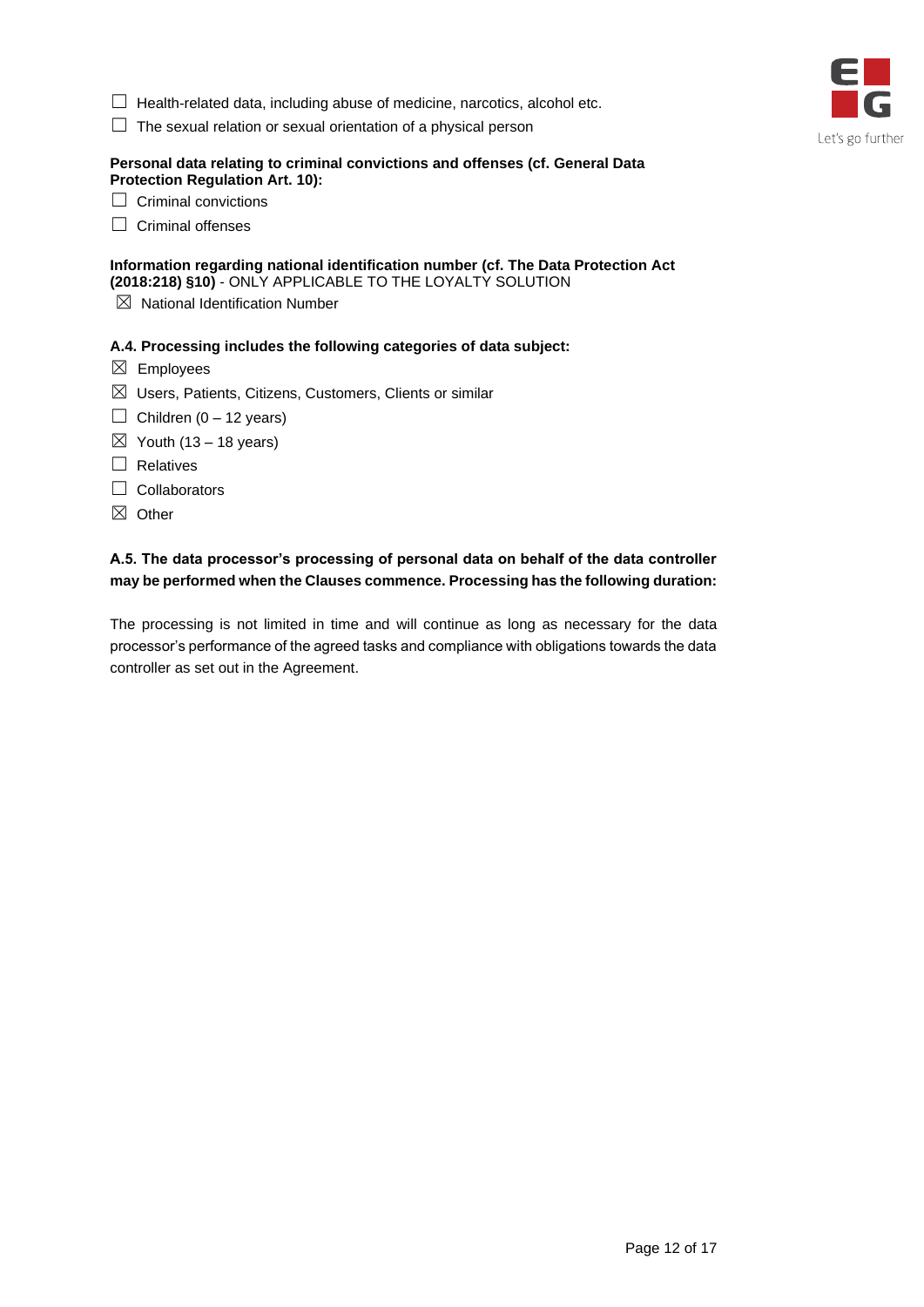☐ Health-related data, including abuse of medicine, narcotics, alcohol etc.

☐ The sexual relation or sexual orientation of a physical person

**Personal data relating to criminal convictions and offenses (cf. General Data Protection Regulation Art. 10):**

☐ Criminal convictions

☐ Criminal offenses

**Information regarding national identification number (cf. The Data Protection Act (2018:218) §10)** - ONLY APPLICABLE TO THE LOYALTY SOLUTION

☒ National Identification Number

**A.4. Processing includes the following categories of data subject:**

☒ Employees

☒ Users, Patients, Citizens, Customers, Clients or similar

☐ Children (0 – 12 years)

☒ Youth (13 – 18 years)

☐ Relatives

☐ Collaborators

☒ Other

**A.5. The data processor's processing of personal data on behalf of the data controller may be performed when the Clauses commence. Processing has the following duration:**

The processing is not limited in time and will continue as long as necessary for the data processor's performance of the agreed tasks and compliance with obligations towards the data controller as set out in the Agreement.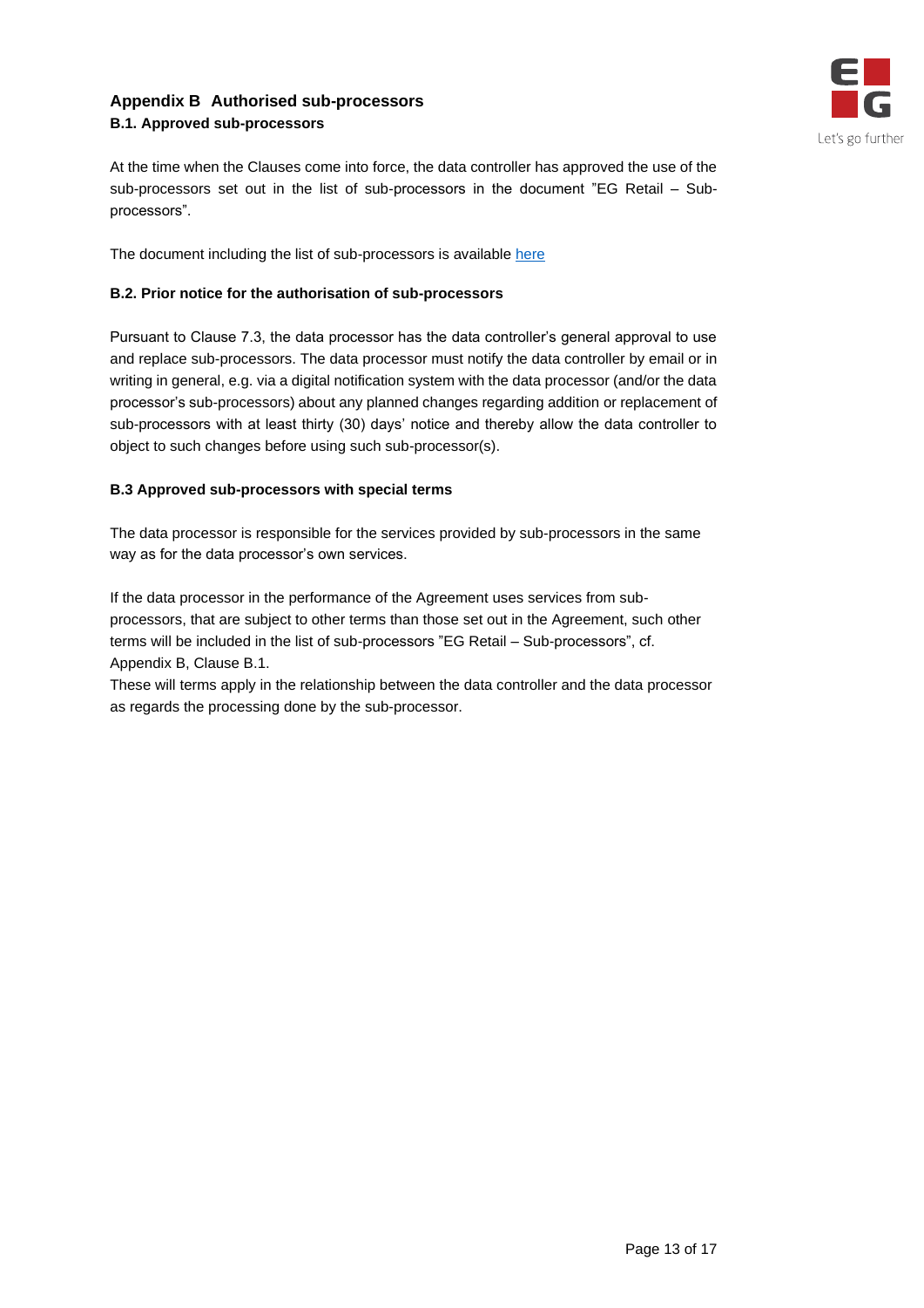## Appendix B Authorised sub-processors

### B.1. Approved sub-processors

At the time when the Clauses come into force, the data controller has approved the use of the sub-processors set out in the list of sub-processors in the document "EG Retail – Sub-processors".

The document including the list of sub-processors is available here

### B.2. Prior notice for the authorisation of sub-processors

Pursuant to Clause 7.3, the data processor has the data controller's general approval to use and replace sub-processors. The data processor must notify the data controller by email or in writing in general, e.g. via a digital notification system with the data processor (and/or the data processor's sub-processors) about any planned changes regarding addition or replacement of sub-processors with at least thirty (30) days' notice and thereby allow the data controller to object to such changes before using such sub-processor(s).

### B.3 Approved sub-processors with special terms

The data processor is responsible for the services provided by sub-processors in the same way as for the data processor's own services.

If the data processor in the performance of the Agreement uses services from sub-processors, that are subject to other terms than those set out in the Agreement, such other terms will be included in the list of sub-processors "EG Retail – Sub-processors", cf. Appendix B, Clause B.1.
These will terms apply in the relationship between the data controller and the data processor as regards the processing done by the sub-processor.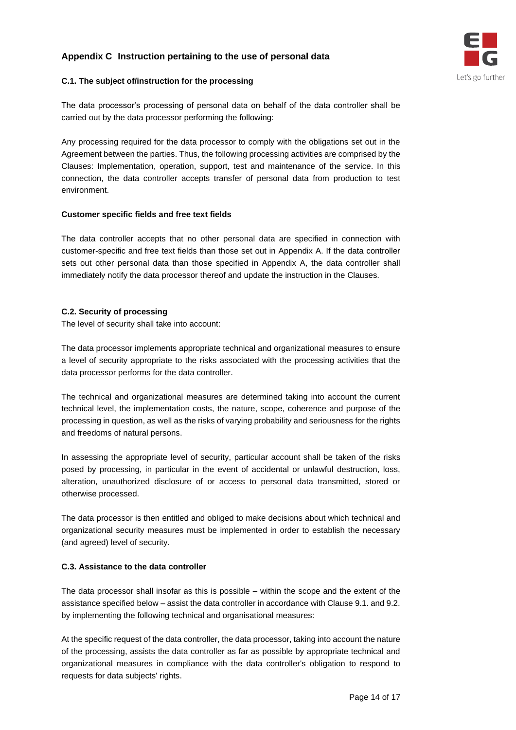## Appendix C Instruction pertaining to the use of personal data

### C.1. The subject of/instruction for the processing

The data processor's processing of personal data on behalf of the data controller shall be carried out by the data processor performing the following:

Any processing required for the data processor to comply with the obligations set out in the Agreement between the parties. Thus, the following processing activities are comprised by the Clauses: Implementation, operation, support, test and maintenance of the service. In this connection, the data controller accepts transfer of personal data from production to test environment.

**Customer specific fields and free text fields**

The data controller accepts that no other personal data are specified in connection with customer-specific and free text fields than those set out in Appendix A. If the data controller sets out other personal data than those specified in Appendix A, the data controller shall immediately notify the data processor thereof and update the instruction in the Clauses.

### C.2. Security of processing

The level of security shall take into account:

The data processor implements appropriate technical and organizational measures to ensure a level of security appropriate to the risks associated with the processing activities that the data processor performs for the data controller.

The technical and organizational measures are determined taking into account the current technical level, the implementation costs, the nature, scope, coherence and purpose of the processing in question, as well as the risks of varying probability and seriousness for the rights and freedoms of natural persons.

In assessing the appropriate level of security, particular account shall be taken of the risks posed by processing, in particular in the event of accidental or unlawful destruction, loss, alteration, unauthorized disclosure of or access to personal data transmitted, stored or otherwise processed.

The data processor is then entitled and obliged to make decisions about which technical and organizational security measures must be implemented in order to establish the necessary (and agreed) level of security.

### C.3. Assistance to the data controller

The data processor shall insofar as this is possible – within the scope and the extent of the assistance specified below – assist the data controller in accordance with Clause 9.1. and 9.2. by implementing the following technical and organisational measures:

At the specific request of the data controller, the data processor, taking into account the nature of the processing, assists the data controller as far as possible by appropriate technical and organizational measures in compliance with the data controller's obligation to respond to requests for data subjects' rights.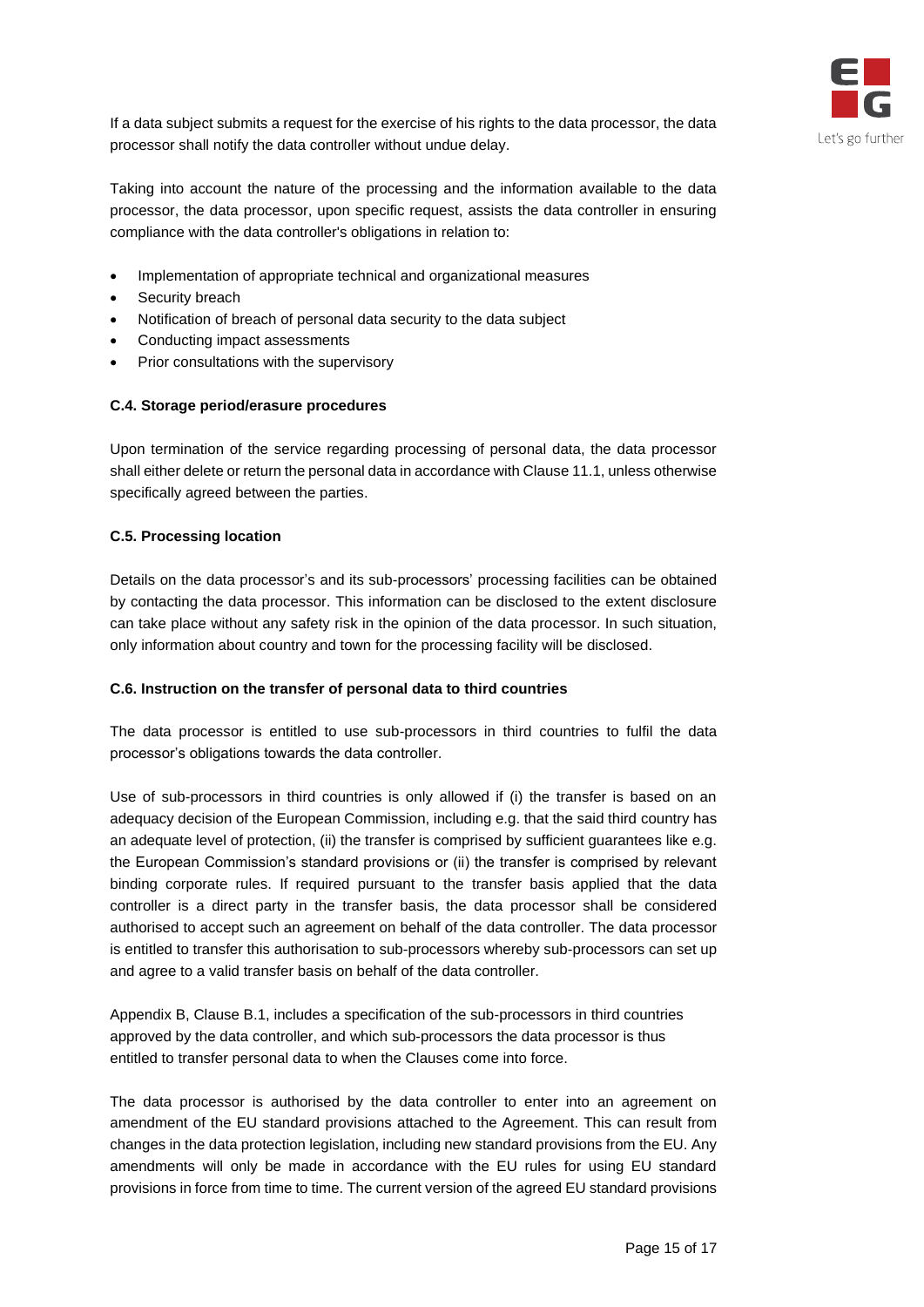If a data subject submits a request for the exercise of his rights to the data processor, the data processor shall notify the data controller without undue delay.

Taking into account the nature of the processing and the information available to the data processor, the data processor, upon specific request, assists the data controller in ensuring compliance with the data controller's obligations in relation to:

- Implementation of appropriate technical and organizational measures
- Security breach
- Notification of breach of personal data security to the data subject
- Conducting impact assessments
- Prior consultations with the supervisory

**C.4. Storage period/erasure procedures**

Upon termination of the service regarding processing of personal data, the data processor shall either delete or return the personal data in accordance with Clause 11.1, unless otherwise specifically agreed between the parties.

**C.5. Processing location**

Details on the data processor's and its sub-processors' processing facilities can be obtained by contacting the data processor. This information can be disclosed to the extent disclosure can take place without any safety risk in the opinion of the data processor. In such situation, only information about country and town for the processing facility will be disclosed.

**C.6. Instruction on the transfer of personal data to third countries**

The data processor is entitled to use sub-processors in third countries to fulfil the data processor's obligations towards the data controller.

Use of sub-processors in third countries is only allowed if (i) the transfer is based on an adequacy decision of the European Commission, including e.g. that the said third country has an adequate level of protection, (ii) the transfer is comprised by sufficient guarantees like e.g. the European Commission's standard provisions or (ii) the transfer is comprised by relevant binding corporate rules. If required pursuant to the transfer basis applied that the data controller is a direct party in the transfer basis, the data processor shall be considered authorised to accept such an agreement on behalf of the data controller. The data processor is entitled to transfer this authorisation to sub-processors whereby sub-processors can set up and agree to a valid transfer basis on behalf of the data controller.

Appendix B, Clause B.1, includes a specification of the sub-processors in third countries approved by the data controller, and which sub-processors the data processor is thus entitled to transfer personal data to when the Clauses come into force.

The data processor is authorised by the data controller to enter into an agreement on amendment of the EU standard provisions attached to the Agreement. This can result from changes in the data protection legislation, including new standard provisions from the EU. Any amendments will only be made in accordance with the EU rules for using EU standard provisions in force from time to time. The current version of the agreed EU standard provisions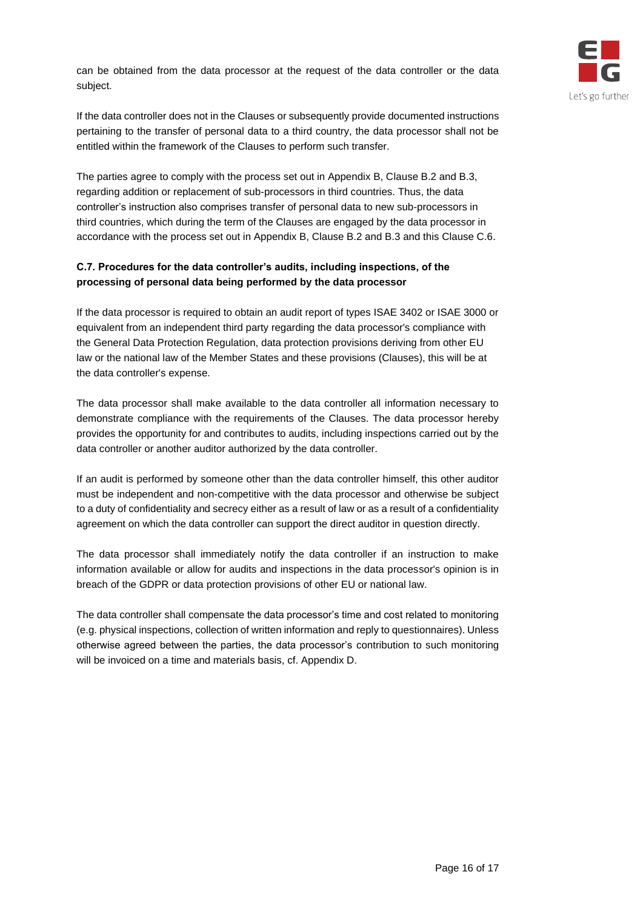can be obtained from the data processor at the request of the data controller or the data subject.

If the data controller does not in the Clauses or subsequently provide documented instructions pertaining to the transfer of personal data to a third country, the data processor shall not be entitled within the framework of the Clauses to perform such transfer.

The parties agree to comply with the process set out in Appendix B, Clause B.2 and B.3, regarding addition or replacement of sub-processors in third countries. Thus, the data controller's instruction also comprises transfer of personal data to new sub-processors in third countries, which during the term of the Clauses are engaged by the data processor in accordance with the process set out in Appendix B, Clause B.2 and B.3 and this Clause C.6.

**C.7. Procedures for the data controller's audits, including inspections, of the processing of personal data being performed by the data processor**

If the data processor is required to obtain an audit report of types ISAE 3402 or ISAE 3000 or equivalent from an independent third party regarding the data processor's compliance with the General Data Protection Regulation, data protection provisions deriving from other EU law or the national law of the Member States and these provisions (Clauses), this will be at the data controller's expense.

The data processor shall make available to the data controller all information necessary to demonstrate compliance with the requirements of the Clauses. The data processor hereby provides the opportunity for and contributes to audits, including inspections carried out by the data controller or another auditor authorized by the data controller.

If an audit is performed by someone other than the data controller himself, this other auditor must be independent and non-competitive with the data processor and otherwise be subject to a duty of confidentiality and secrecy either as a result of law or as a result of a confidentiality agreement on which the data controller can support the direct auditor in question directly.

The data processor shall immediately notify the data controller if an instruction to make information available or allow for audits and inspections in the data processor's opinion is in breach of the GDPR or data protection provisions of other EU or national law.

The data controller shall compensate the data processor's time and cost related to monitoring (e.g. physical inspections, collection of written information and reply to questionnaires). Unless otherwise agreed between the parties, the data processor's contribution to such monitoring will be invoiced on a time and materials basis, cf. Appendix D.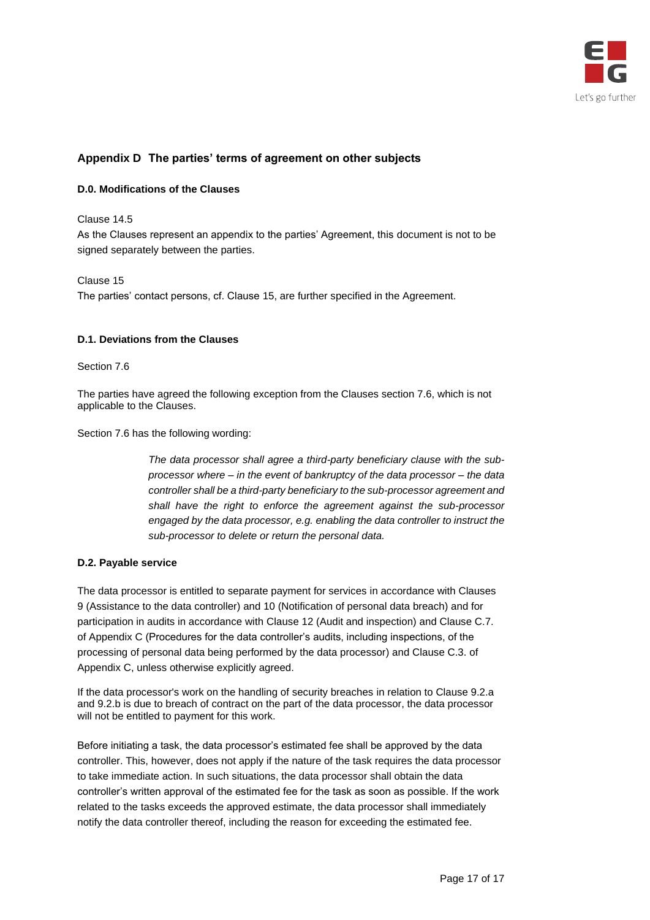## Appendix D The parties' terms of agreement on other subjects

### D.0. Modifications of the Clauses

Clause 14.5

As the Clauses represent an appendix to the parties' Agreement, this document is not to be signed separately between the parties.

Clause 15

The parties' contact persons, cf. Clause 15, are further specified in the Agreement.

### D.1. Deviations from the Clauses

Section 7.6

The parties have agreed the following exception from the Clauses section 7.6, which is not applicable to the Clauses.

Section 7.6 has the following wording:

> *The data processor shall agree a third-party beneficiary clause with the sub-processor where – in the event of bankruptcy of the data processor – the data controller shall be a third-party beneficiary to the sub-processor agreement and shall have the right to enforce the agreement against the sub-processor engaged by the data processor, e.g. enabling the data controller to instruct the sub-processor to delete or return the personal data.*

### D.2. Payable service

The data processor is entitled to separate payment for services in accordance with Clauses 9 (Assistance to the data controller) and 10 (Notification of personal data breach) and for participation in audits in accordance with Clause 12 (Audit and inspection) and Clause C.7. of Appendix C (Procedures for the data controller's audits, including inspections, of the processing of personal data being performed by the data processor) and Clause C.3. of Appendix C, unless otherwise explicitly agreed.

If the data processor's work on the handling of security breaches in relation to Clause 9.2.a and 9.2.b is due to breach of contract on the part of the data processor, the data processor will not be entitled to payment for this work.

Before initiating a task, the data processor's estimated fee shall be approved by the data controller. This, however, does not apply if the nature of the task requires the data processor to take immediate action. In such situations, the data processor shall obtain the data controller's written approval of the estimated fee for the task as soon as possible. If the work related to the tasks exceeds the approved estimate, the data processor shall immediately notify the data controller thereof, including the reason for exceeding the estimated fee.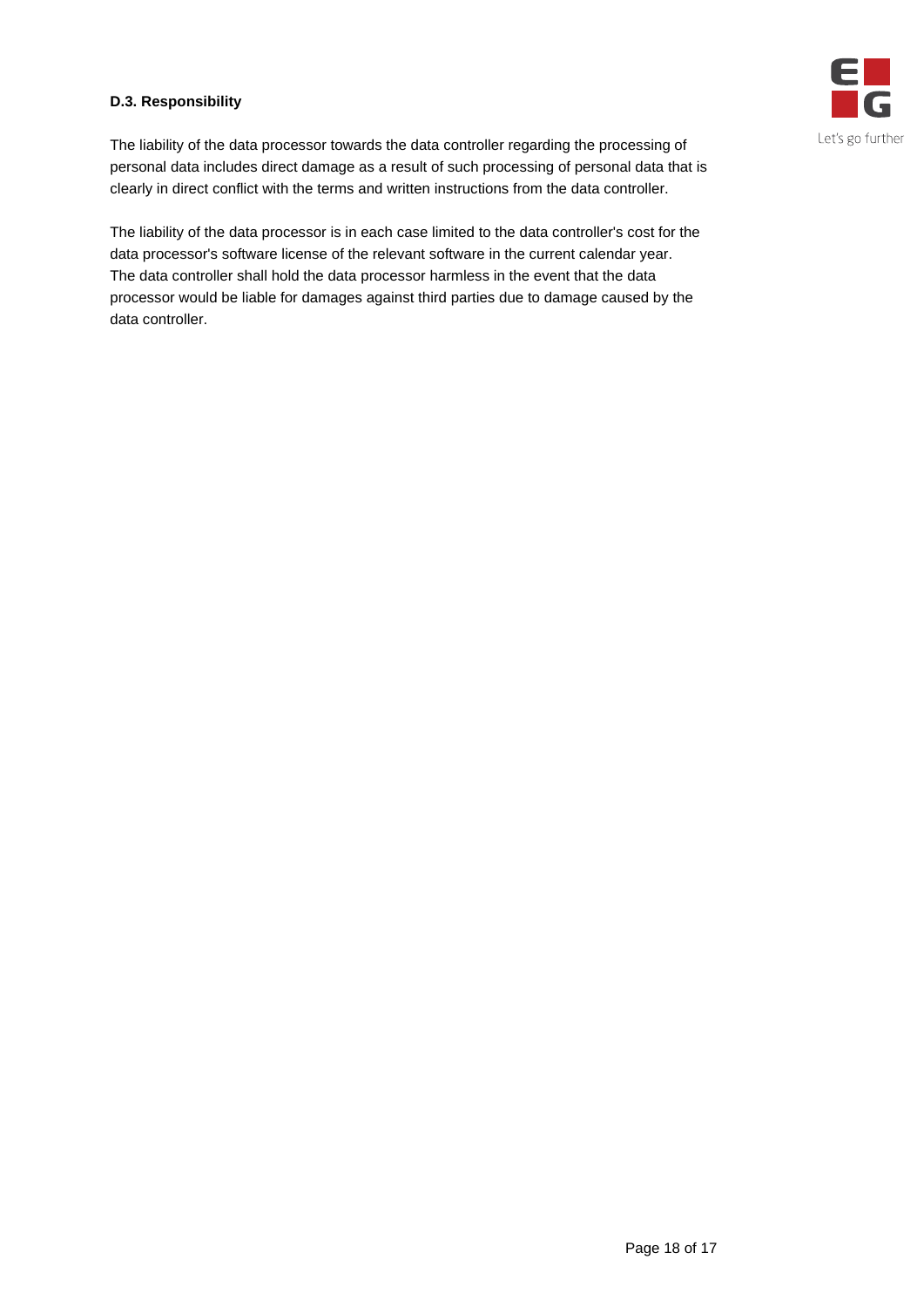**D.3. Responsibility**

The liability of the data processor towards the data controller regarding the processing of personal data includes direct damage as a result of such processing of personal data that is clearly in direct conflict with the terms and written instructions from the data controller.

The liability of the data processor is in each case limited to the data controller's cost for the data processor's software license of the relevant software in the current calendar year. The data controller shall hold the data processor harmless in the event that the data processor would be liable for damages against third parties due to damage caused by the data controller.